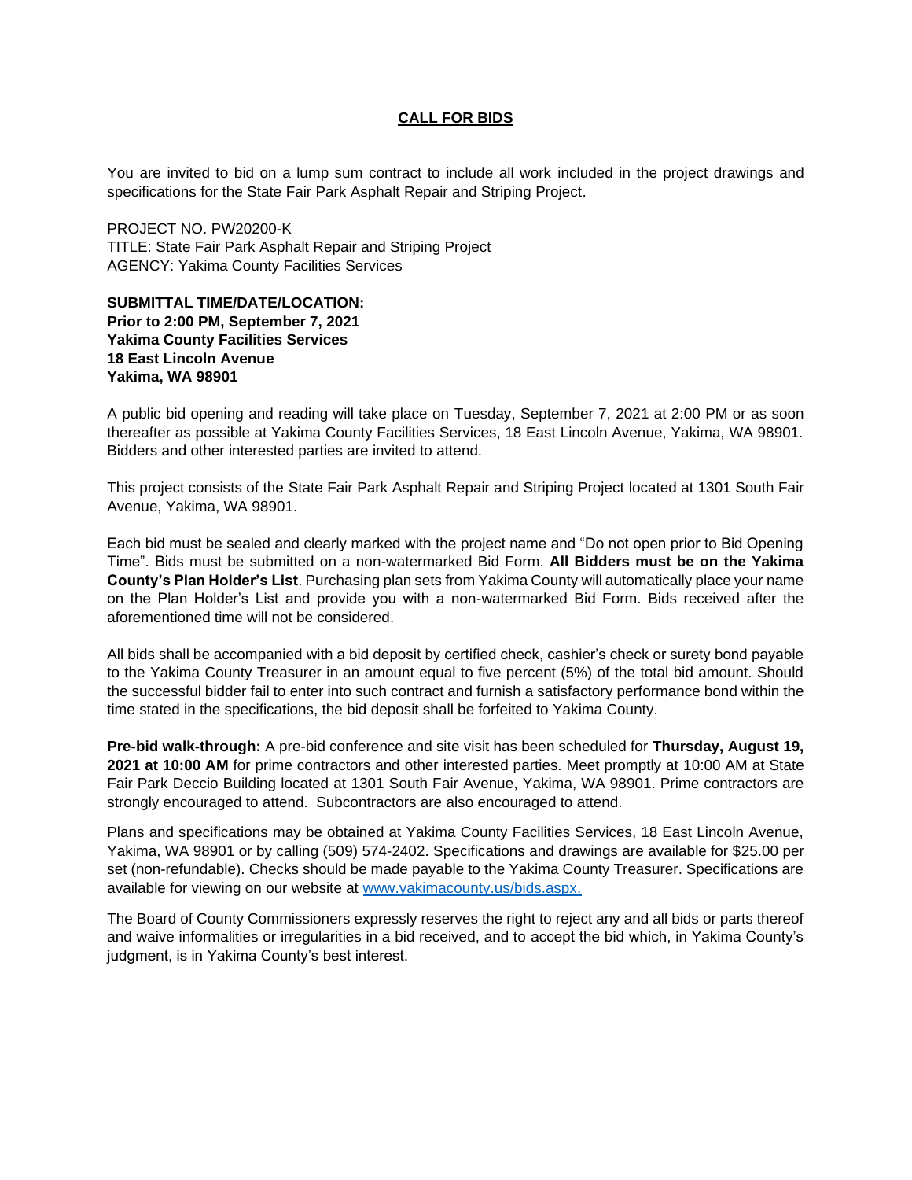# CALL FOR BIDS

You are invited to bid on a lump sum contract to include all work included in the project drawings and specifications for the State Fair Park Asphalt Repair and Striping Project.

PROJECT NO. PW20200-K
TITLE: State Fair Park Asphalt Repair and Striping Project
AGENCY: Yakima County Facilities Services

**SUBMITTAL TIME/DATE/LOCATION:**
**Prior to 2:00 PM, September 7, 2021**
**Yakima County Facilities Services**
**18 East Lincoln Avenue**
**Yakima, WA 98901**

A public bid opening and reading will take place on Tuesday, September 7, 2021 at 2:00 PM or as soon thereafter as possible at Yakima County Facilities Services, 18 East Lincoln Avenue, Yakima, WA 98901. Bidders and other interested parties are invited to attend.

This project consists of the State Fair Park Asphalt Repair and Striping Project located at 1301 South Fair Avenue, Yakima, WA 98901.

Each bid must be sealed and clearly marked with the project name and "Do not open prior to Bid Opening Time". Bids must be submitted on a non-watermarked Bid Form. **All Bidders must be on the Yakima County's Plan Holder's List**. Purchasing plan sets from Yakima County will automatically place your name on the Plan Holder's List and provide you with a non-watermarked Bid Form. Bids received after the aforementioned time will not be considered.

All bids shall be accompanied with a bid deposit by certified check, cashier's check or surety bond payable to the Yakima County Treasurer in an amount equal to five percent (5%) of the total bid amount. Should the successful bidder fail to enter into such contract and furnish a satisfactory performance bond within the time stated in the specifications, the bid deposit shall be forfeited to Yakima County.

**Pre-bid walk-through:** A pre-bid conference and site visit has been scheduled for **Thursday, August 19, 2021 at 10:00 AM** for prime contractors and other interested parties. Meet promptly at 10:00 AM at State Fair Park Deccio Building located at 1301 South Fair Avenue, Yakima, WA 98901. Prime contractors are strongly encouraged to attend. Subcontractors are also encouraged to attend.

Plans and specifications may be obtained at Yakima County Facilities Services, 18 East Lincoln Avenue, Yakima, WA 98901 or by calling (509) 574-2402. Specifications and drawings are available for $25.00 per set (non-refundable). Checks should be made payable to the Yakima County Treasurer. Specifications are available for viewing on our website at [www.yakimacounty.us/bids.aspx.](http://www.yakimacounty.us/bids.aspx)

The Board of County Commissioners expressly reserves the right to reject any and all bids or parts thereof and waive informalities or irregularities in a bid received, and to accept the bid which, in Yakima County's judgment, is in Yakima County's best interest.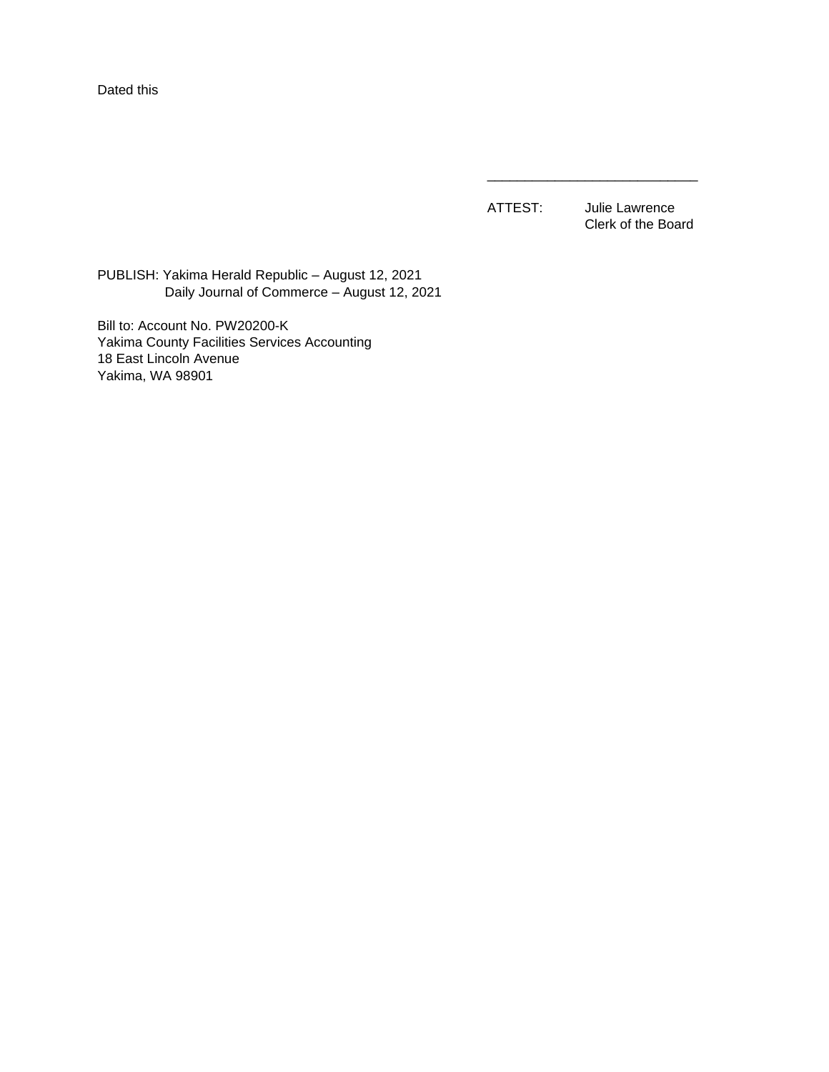Dated this

\_\_\_\_\_\_\_\_\_\_\_\_\_\_\_\_\_\_\_\_\_\_\_\_\_\_\_\_

ATTEST: Julie Lawrence
Clerk of the Board

PUBLISH: Yakima Herald Republic – August 12, 2021
Daily Journal of Commerce – August 12, 2021

Bill to: Account No. PW20200-K
Yakima County Facilities Services Accounting
18 East Lincoln Avenue
Yakima, WA 98901